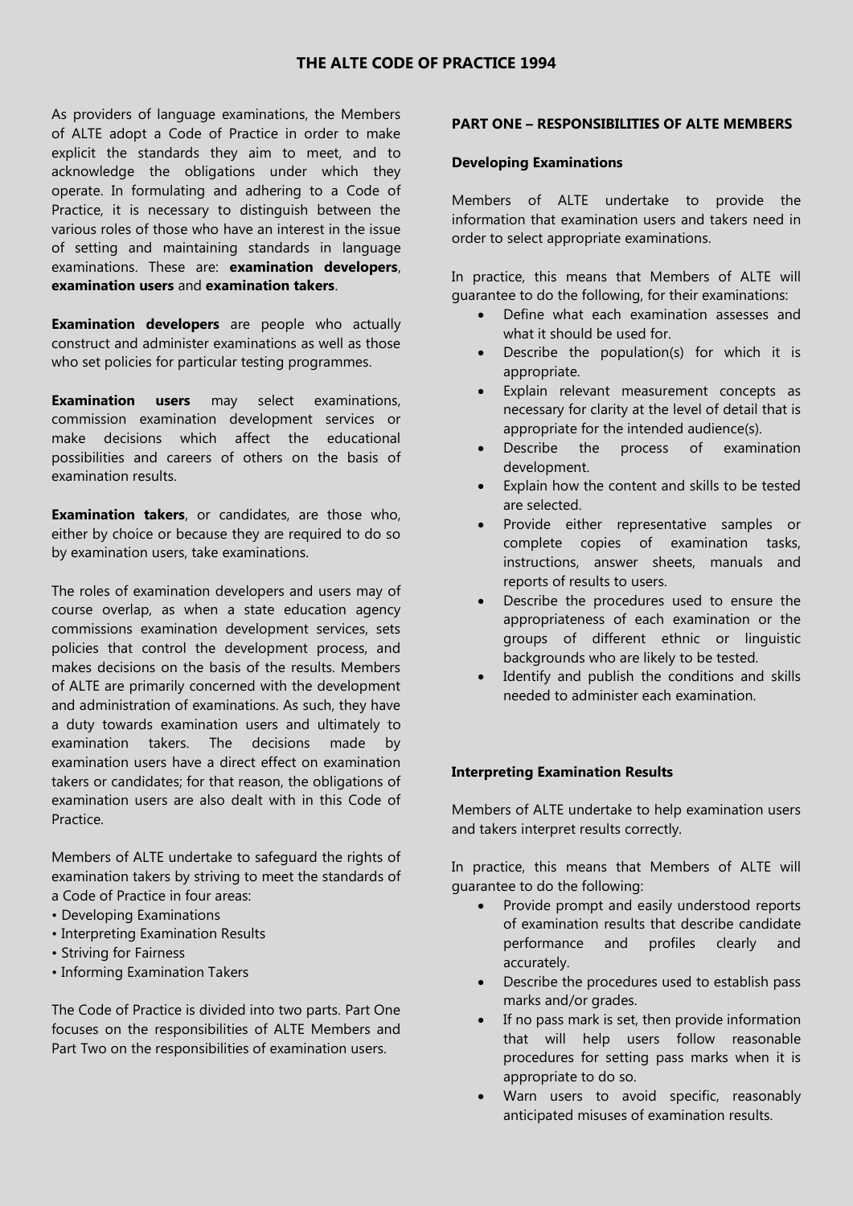# THE ALTE CODE OF PRACTICE 1994

As providers of language examinations, the Members of ALTE adopt a Code of Practice in order to make explicit the standards they aim to meet, and to acknowledge the obligations under which they operate. In formulating and adhering to a Code of Practice, it is necessary to distinguish between the various roles of those who have an interest in the issue of setting and maintaining standards in language examinations. These are: **examination developers**, **examination users** and **examination takers**.

**Examination developers** are people who actually construct and administer examinations as well as those who set policies for particular testing programmes.

**Examination users** may select examinations, commission examination development services or make decisions which affect the educational possibilities and careers of others on the basis of examination results.

**Examination takers**, or candidates, are those who, either by choice or because they are required to do so by examination users, take examinations.

The roles of examination developers and users may of course overlap, as when a state education agency commissions examination development services, sets policies that control the development process, and makes decisions on the basis of the results. Members of ALTE are primarily concerned with the development and administration of examinations. As such, they have a duty towards examination users and ultimately to examination takers. The decisions made by examination users have a direct effect on examination takers or candidates; for that reason, the obligations of examination users are also dealt with in this Code of Practice.

Members of ALTE undertake to safeguard the rights of examination takers by striving to meet the standards of a Code of Practice in four areas:

- Developing Examinations
- Interpreting Examination Results
- Striving for Fairness
- Informing Examination Takers

The Code of Practice is divided into two parts. Part One focuses on the responsibilities of ALTE Members and Part Two on the responsibilities of examination users.

## PART ONE – RESPONSIBILITIES OF ALTE MEMBERS

### Developing Examinations

Members of ALTE undertake to provide the information that examination users and takers need in order to select appropriate examinations.

In practice, this means that Members of ALTE will guarantee to do the following, for their examinations:

- Define what each examination assesses and what it should be used for.
- Describe the population(s) for which it is appropriate.
- Explain relevant measurement concepts as necessary for clarity at the level of detail that is appropriate for the intended audience(s).
- Describe the process of examination development.
- Explain how the content and skills to be tested are selected.
- Provide either representative samples or complete copies of examination tasks, instructions, answer sheets, manuals and reports of results to users.
- Describe the procedures used to ensure the appropriateness of each examination or the groups of different ethnic or linguistic backgrounds who are likely to be tested.
- Identify and publish the conditions and skills needed to administer each examination.

### Interpreting Examination Results

Members of ALTE undertake to help examination users and takers interpret results correctly.

In practice, this means that Members of ALTE will guarantee to do the following:

- Provide prompt and easily understood reports of examination results that describe candidate performance and profiles clearly and accurately.
- Describe the procedures used to establish pass marks and/or grades.
- If no pass mark is set, then provide information that will help users follow reasonable procedures for setting pass marks when it is appropriate to do so.
- Warn users to avoid specific, reasonably anticipated misuses of examination results.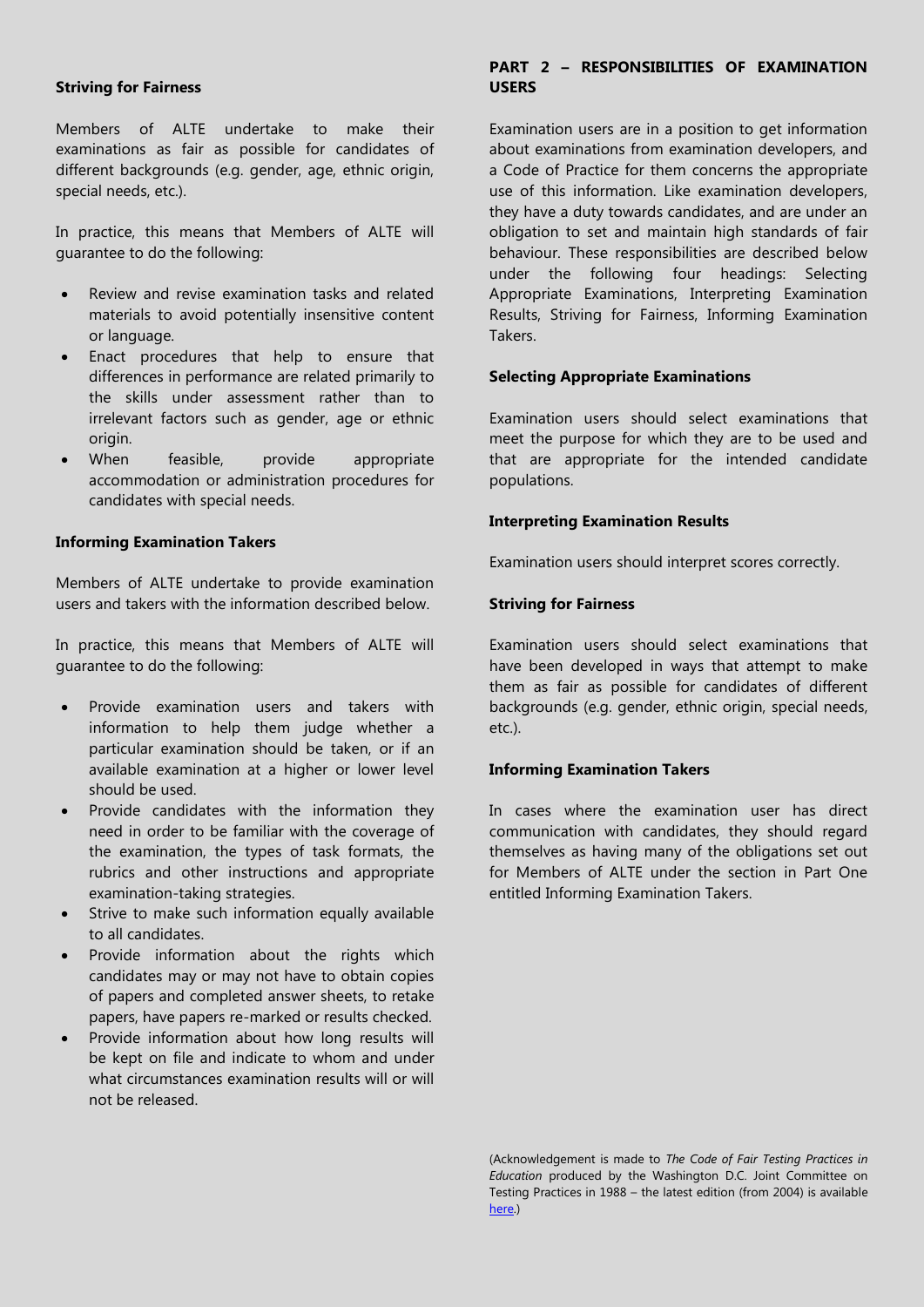### Striving for Fairness

Members of ALTE undertake to make their examinations as fair as possible for candidates of different backgrounds (e.g. gender, age, ethnic origin, special needs, etc.).

In practice, this means that Members of ALTE will guarantee to do the following:

- Review and revise examination tasks and related materials to avoid potentially insensitive content or language.
- Enact procedures that help to ensure that differences in performance are related primarily to the skills under assessment rather than to irrelevant factors such as gender, age or ethnic origin.
- When feasible, provide appropriate accommodation or administration procedures for candidates with special needs.

### Informing Examination Takers

Members of ALTE undertake to provide examination users and takers with the information described below.

In practice, this means that Members of ALTE will guarantee to do the following:

- Provide examination users and takers with information to help them judge whether a particular examination should be taken, or if an available examination at a higher or lower level should be used.
- Provide candidates with the information they need in order to be familiar with the coverage of the examination, the types of task formats, the rubrics and other instructions and appropriate examination-taking strategies.
- Strive to make such information equally available to all candidates.
- Provide information about the rights which candidates may or may not have to obtain copies of papers and completed answer sheets, to retake papers, have papers re-marked or results checked.
- Provide information about how long results will be kept on file and indicate to whom and under what circumstances examination results will or will not be released.

## PART 2 – RESPONSIBILITIES OF EXAMINATION USERS

Examination users are in a position to get information about examinations from examination developers, and a Code of Practice for them concerns the appropriate use of this information. Like examination developers, they have a duty towards candidates, and are under an obligation to set and maintain high standards of fair behaviour. These responsibilities are described below under the following four headings: Selecting Appropriate Examinations, Interpreting Examination Results, Striving for Fairness, Informing Examination Takers.

### Selecting Appropriate Examinations

Examination users should select examinations that meet the purpose for which they are to be used and that are appropriate for the intended candidate populations.

### Interpreting Examination Results

Examination users should interpret scores correctly.

### Striving for Fairness

Examination users should select examinations that have been developed in ways that attempt to make them as fair as possible for candidates of different backgrounds (e.g. gender, ethnic origin, special needs, etc.).

### Informing Examination Takers

In cases where the examination user has direct communication with candidates, they should regard themselves as having many of the obligations set out for Members of ALTE under the section in Part One entitled Informing Examination Takers.

(Acknowledgement is made to *The Code of Fair Testing Practices in Education* produced by the Washington D.C. Joint Committee on Testing Practices in 1988 – the latest edition (from 2004) is available here.)